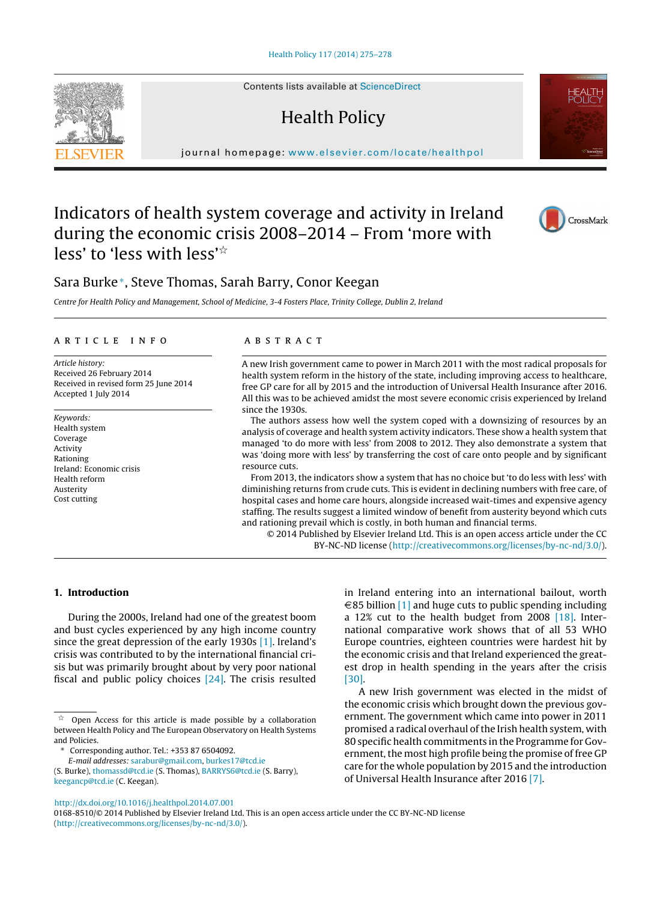# Indicators of health system coverage and activity in Ireland during the economic crisis 2008–2014 – From 'more with less' to 'less with less' ☆

Sara Burke*, Steve Thomas, Sarah Barry, Conor Keegan

*Centre for Health Policy and Management, School of Medicine, 3-4 Fosters Place, Trinity College, Dublin 2, Ireland*

## ARTICLE INFO

*Article history:*
Received 26 February 2014
Received in revised form 25 June 2014
Accepted 1 July 2014

*Keywords:*
Health system
Coverage
Activity
Rationing
Ireland: Economic crisis
Health reform
Austerity
Cost cutting

## ABSTRACT

A new Irish government came to power in March 2011 with the most radical proposals for health system reform in the history of the state, including improving access to healthcare, free GP care for all by 2015 and the introduction of Universal Health Insurance after 2016. All this was to be achieved amidst the most severe economic crisis experienced by Ireland since the 1930s.

The authors assess how well the system coped with a downsizing of resources by an analysis of coverage and health system activity indicators. These show a health system that managed 'to do more with less' from 2008 to 2012. They also demonstrate a system that was 'doing more with less' by transferring the cost of care onto people and by significant resource cuts.

From 2013, the indicators show a system that has no choice but 'to do less with less' with diminishing returns from crude cuts. This is evident in declining numbers with free care, of hospital cases and home care hours, alongside increased wait-times and expensive agency staffing. The results suggest a limited window of benefit from austerity beyond which cuts and rationing prevail which is costly, in both human and financial terms.

© 2014 Published by Elsevier Ireland Ltd. This is an open access article under the CC BY-NC-ND license (http://creativecommons.org/licenses/by-nc-nd/3.0/).

## 1. Introduction

During the 2000s, Ireland had one of the greatest boom and bust cycles experienced by any high income country since the great depression of the early 1930s [1]. Ireland's crisis was contributed to by the international financial crisis but was primarily brought about by very poor national fiscal and public policy choices [24]. The crisis resulted in Ireland entering into an international bailout, worth €85 billion [1] and huge cuts to public spending including a 12% cut to the health budget from 2008 [18]. International comparative work shows that of all 53 WHO Europe countries, eighteen countries were hardest hit by the economic crisis and that Ireland experienced the greatest drop in health spending in the years after the crisis [30].

A new Irish government was elected in the midst of the economic crisis which brought down the previous government. The government which came into power in 2011 promised a radical overhaul of the Irish health system, with 80 specific health commitments in the Programme for Government, the most high profile being the promise of free GP care for the whole population by 2015 and the introduction of Universal Health Insurance after 2016 [7].

---

☆ Open Access for this article is made possible by a collaboration between Health Policy and The European Observatory on Health Systems and Policies.

\* Corresponding author. Tel.: +353 87 6504092.
*E-mail addresses:* sarabur@gmail.com, burkes17@tcd.ie (S. Burke), thomassd@tcd.ie (S. Thomas), BARRYS6@tcd.ie (S. Barry), keegancp@tcd.ie (C. Keegan).

http://dx.doi.org/10.1016/j.healthpol.2014.07.001
0168-8510/© 2014 Published by Elsevier Ireland Ltd. This is an open access article under the CC BY-NC-ND license (http://creativecommons.org/licenses/by-nc-nd/3.0/).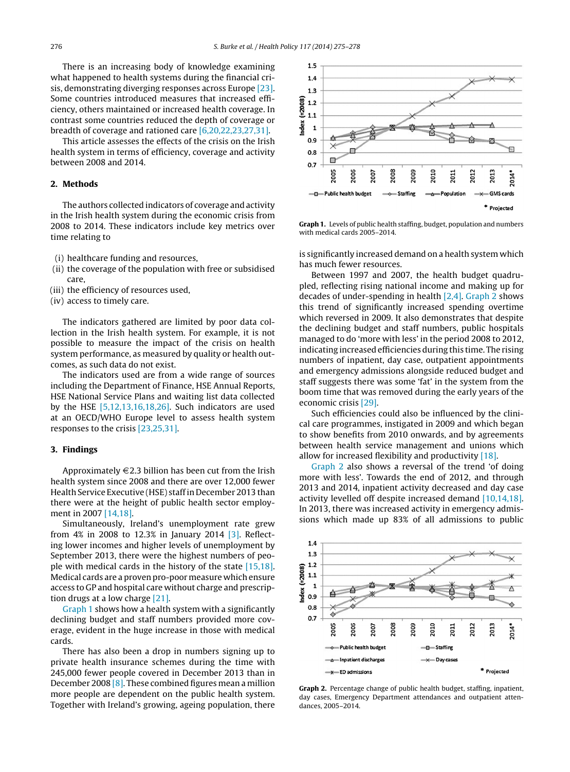There is an increasing body of knowledge examining what happened to health systems during the financial crisis, demonstrating diverging responses across Europe [23]. Some countries introduced measures that increased efficiency, others maintained or increased health coverage. In contrast some countries reduced the depth of coverage or breadth of coverage and rationed care [6,20,22,23,27,31].

This article assesses the effects of the crisis on the Irish health system in terms of efficiency, coverage and activity between 2008 and 2014.

## 2. Methods

The authors collected indicators of coverage and activity in the Irish health system during the economic crisis from 2008 to 2014. These indicators include key metrics over time relating to

(i) healthcare funding and resources,
(ii) the coverage of the population with free or subsidised care,
(iii) the efficiency of resources used,
(iv) access to timely care.

The indicators gathered are limited by poor data collection in the Irish health system. For example, it is not possible to measure the impact of the crisis on health system performance, as measured by quality or health outcomes, as such data do not exist.

The indicators used are from a wide range of sources including the Department of Finance, HSE Annual Reports, HSE National Service Plans and waiting list data collected by the HSE [5,12,13,16,18,26]. Such indicators are used at an OECD/WHO Europe level to assess health system responses to the crisis [23,25,31].

## 3. Findings

Approximately €2.3 billion has been cut from the Irish health system since 2008 and there are over 12,000 fewer Health Service Executive (HSE) staff in December 2013 than there were at the height of public health sector employment in 2007 [14,18].

Simultaneously, Ireland's unemployment rate grew from 4% in 2008 to 12.3% in January 2014 [3]. Reflecting lower incomes and higher levels of unemployment by September 2013, there were the highest numbers of people with medical cards in the history of the state [15,18]. Medical cards are a proven pro-poor measure which ensure access to GP and hospital care without charge and prescription drugs at a low charge [21].

Graph 1 shows how a health system with a significantly declining budget and staff numbers provided more coverage, evident in the huge increase in those with medical cards.

There has also been a drop in numbers signing up to private health insurance schemes during the time with 245,000 fewer people covered in December 2013 than in December 2008 [8]. These combined figures mean a million more people are dependent on the public health system. Together with Ireland's growing, ageing population, there is significantly increased demand on a health system which has much fewer resources.

**Graph 1.** Levels of public health staffing, budget, population and numbers with medical cards 2005–2014.

Between 1997 and 2007, the health budget quadrupled, reflecting rising national income and making up for decades of under-spending in health [2,4]. Graph 2 shows this trend of significantly increased spending overtime which reversed in 2009. It also demonstrates that despite the declining budget and staff numbers, public hospitals managed to do 'more with less' in the period 2008 to 2012, indicating increased efficiencies during this time. The rising numbers of inpatient, day case, outpatient appointments and emergency admissions alongside reduced budget and staff suggests there was some 'fat' in the system from the boom time that was removed during the early years of the economic crisis [29].

Such efficiencies could also be influenced by the clinical care programmes, instigated in 2009 and which began to show benefits from 2010 onwards, and by agreements between health service management and unions which allow for increased flexibility and productivity [18].

Graph 2 also shows a reversal of the trend 'of doing more with less'. Towards the end of 2012, and through 2013 and 2014, inpatient activity decreased and day case activity levelled off despite increased demand [10,14,18]. In 2013, there was increased activity in emergency admissions which made up 83% of all admissions to public

**Graph 2.** Percentage change of public health budget, staffing, inpatient, day cases, Emergency Department attendances and outpatient attendances, 2005–2014.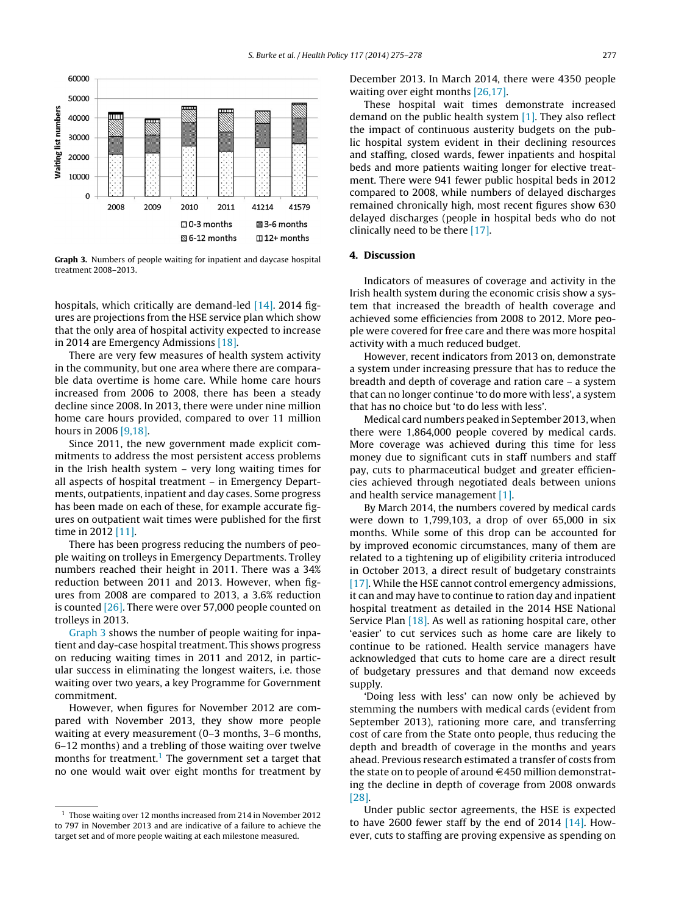Graph 3. Numbers of people waiting for inpatient and daycase hospital treatment 2008–2013.

hospitals, which critically are demand-led [14]. 2014 figures are projections from the HSE service plan which show that the only area of hospital activity expected to increase in 2014 are Emergency Admissions [18].

There are very few measures of health system activity in the community, but one area where there are comparable data overtime is home care. While home care hours increased from 2006 to 2008, there has been a steady decline since 2008. In 2013, there were under nine million home care hours provided, compared to over 11 million hours in 2006 [9,18].

Since 2011, the new government made explicit commitments to address the most persistent access problems in the Irish health system – very long waiting times for all aspects of hospital treatment – in Emergency Departments, outpatients, inpatient and day cases. Some progress has been made on each of these, for example accurate figures on outpatient wait times were published for the first time in 2012 [11].

There has been progress reducing the numbers of people waiting on trolleys in Emergency Departments. Trolley numbers reached their height in 2011. There was a 34% reduction between 2011 and 2013. However, when figures from 2008 are compared to 2013, a 3.6% reduction is counted [26]. There were over 57,000 people counted on trolleys in 2013.

Graph 3 shows the number of people waiting for inpatient and day-case hospital treatment. This shows progress on reducing waiting times in 2011 and 2012, in particular success in eliminating the longest waiters, i.e. those waiting over two years, a key Programme for Government commitment.

However, when figures for November 2012 are compared with November 2013, they show more people waiting at every measurement (0–3 months, 3–6 months, 6–12 months) and a trebling of those waiting over twelve months for treatment.[1] The government set a target that no one would wait over eight months for treatment by December 2013. In March 2014, there were 4350 people waiting over eight months [26,17].

These hospital wait times demonstrate increased demand on the public health system [1]. They also reflect the impact of continuous austerity budgets on the public hospital system evident in their declining resources and staffing, closed wards, fewer inpatients and hospital beds and more patients waiting longer for elective treatment. There were 941 fewer public hospital beds in 2012 compared to 2008, while numbers of delayed discharges remained chronically high, most recent figures show 630 delayed discharges (people in hospital beds who do not clinically need to be there [17].

## 4. Discussion

Indicators of measures of coverage and activity in the Irish health system during the economic crisis show a system that increased the breadth of health coverage and achieved some efficiencies from 2008 to 2012. More people were covered for free care and there was more hospital activity with a much reduced budget.

However, recent indicators from 2013 on, demonstrate a system under increasing pressure that has to reduce the breadth and depth of coverage and ration care – a system that can no longer continue 'to do more with less', a system that has no choice but 'to do less with less'.

Medical card numbers peaked in September 2013, when there were 1,864,000 people covered by medical cards. More coverage was achieved during this time for less money due to significant cuts in staff numbers and staff pay, cuts to pharmaceutical budget and greater efficiencies achieved through negotiated deals between unions and health service management [1].

By March 2014, the numbers covered by medical cards were down to 1,799,103, a drop of over 65,000 in six months. While some of this drop can be accounted for by improved economic circumstances, many of them are related to a tightening up of eligibility criteria introduced in October 2013, a direct result of budgetary constraints [17]. While the HSE cannot control emergency admissions, it can and may have to continue to ration day and inpatient hospital treatment as detailed in the 2014 HSE National Service Plan [18]. As well as rationing hospital care, other 'easier' to cut services such as home care are likely to continue to be rationed. Health service managers have acknowledged that cuts to home care are a direct result of budgetary pressures and that demand now exceeds supply.

'Doing less with less' can now only be achieved by stemming the numbers with medical cards (evident from September 2013), rationing more care, and transferring cost of care from the State onto people, thus reducing the depth and breadth of coverage in the months and years ahead. Previous research estimated a transfer of costs from the state on to people of around €450 million demonstrating the decline in depth of coverage from 2008 onwards [28].

Under public sector agreements, the HSE is expected to have 2600 fewer staff by the end of 2014 [14]. However, cuts to staffing are proving expensive as spending on

[1] Those waiting over 12 months increased from 214 in November 2012 to 797 in November 2013 and are indicative of a failure to achieve the target set and of more people waiting at each milestone measured.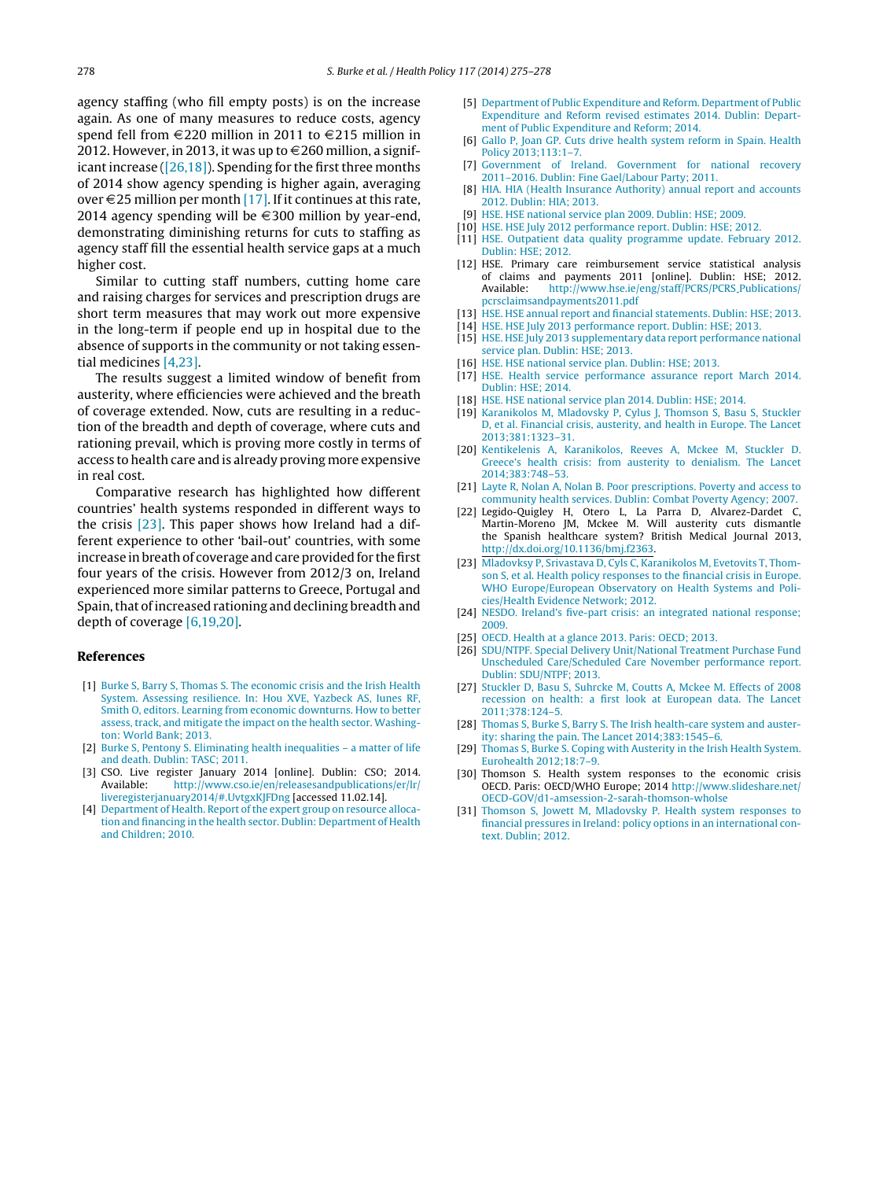agency staffing (who fill empty posts) is on the increase again. As one of many measures to reduce costs, agency spend fell from €220 million in 2011 to €215 million in 2012. However, in 2013, it was up to €260 million, a significant increase ([26,18]). Spending for the first three months of 2014 show agency spending is higher again, averaging over €25 million per month [17]. If it continues at this rate, 2014 agency spending will be €300 million by year-end, demonstrating diminishing returns for cuts to staffing as agency staff fill the essential health service gaps at a much higher cost.

Similar to cutting staff numbers, cutting home care and raising charges for services and prescription drugs are short term measures that may work out more expensive in the long-term if people end up in hospital due to the absence of supports in the community or not taking essential medicines [4,23].

The results suggest a limited window of benefit from austerity, where efficiencies were achieved and the breath of coverage extended. Now, cuts are resulting in a reduction of the breadth and depth of coverage, where cuts and rationing prevail, which is proving more costly in terms of access to health care and is already proving more expensive in real cost.

Comparative research has highlighted how different countries' health systems responded in different ways to the crisis [23]. This paper shows how Ireland had a different experience to other 'bail-out' countries, with some increase in breath of coverage and care provided for the first four years of the crisis. However from 2012/3 on, Ireland experienced more similar patterns to Greece, Portugal and Spain, that of increased rationing and declining breadth and depth of coverage [6,19,20].

## References

[1] Burke S, Barry S, Thomas S. The economic crisis and the Irish Health System. Assessing resilience. In: Hou XVE, Yazbeck AS, Iunes RF, Smith O, editors. Learning from economic downturns. How to better assess, track, and mitigate the impact on the health sector. Washington: World Bank; 2013.

[2] Burke S, Pentony S. Eliminating health inequalities – a matter of life and death. Dublin: TASC; 2011.

[3] CSO. Live register January 2014 [online]. Dublin: CSO; 2014. Available: http://www.cso.ie/en/releasesandpublications/er/lr/liveregisterjanuary2014/#.UvtgxKJFDng [accessed 11.02.14].

[4] Department of Health. Report of the expert group on resource allocation and financing in the health sector. Dublin: Department of Health and Children; 2010.

[5] Department of Public Expenditure and Reform. Department of Public Expenditure and Reform revised estimates 2014. Dublin: Department of Public Expenditure and Reform; 2014.

[6] Gallo P, Joan GP. Cuts drive health system reform in Spain. Health Policy 2013;113:1–7.

[7] Government of Ireland. Government for national recovery 2011–2016. Dublin: Fine Gael/Labour Party; 2011.

[8] HIA. HIA (Health Insurance Authority) annual report and accounts 2012. Dublin: HIA; 2013.

[9] HSE. HSE national service plan 2009. Dublin: HSE; 2009.

[10] HSE. HSE July 2012 performance report. Dublin: HSE; 2012.

[11] HSE. Outpatient data quality programme update. February 2012. Dublin: HSE; 2012.

[12] HSE. Primary care reimbursement service statistical analysis of claims and payments 2011 [online]. Dublin: HSE; 2012. Available: http://www.hse.ie/eng/staff/PCRS/PCRS_Publications/pcrsclaimsandpayments2011.pdf

[13] HSE. HSE annual report and financial statements. Dublin: HSE; 2013.

[14] HSE. HSE July 2013 performance report. Dublin: HSE; 2013.

[15] HSE. HSE July 2013 supplementary data report performance national service plan. Dublin: HSE; 2013.

[16] HSE. HSE national service plan. Dublin: HSE; 2013.

[17] HSE. Health service performance assurance report March 2014. Dublin: HSE; 2014.

[18] HSE. HSE national service plan 2014. Dublin: HSE; 2014.

[19] Karanikolos M, Mladovsky P, Cylus J, Thomson S, Basu S, Stuckler D, et al. Financial crisis, austerity, and health in Europe. The Lancet 2013;381:1323–31.

[20] Kentikelenis A, Karanikolos M, Reeves A, Mckee M, Stuckler D. Greece's health crisis: from austerity to denialism. The Lancet 2014;383:748–53.

[21] Layte R, Nolan A, Nolan B. Poor prescriptions. Poverty and access to community health services. Dublin: Combat Poverty Agency; 2007.

[22] Legido-Quigley H, Otero L, La Parra D, Alvarez-Dardet C, Martin-Moreno JM, Mckee M. Will austerity cuts dismantle the Spanish healthcare system? British Medical Journal 2013, http://dx.doi.org/10.1136/bmj.f2363.

[23] Mladovksy P, Srivastava D, Cyls C, Karanikolos M, Evetovits T, Thomson S, et al. Health policy responses to the financial crisis in Europe. WHO Europe/European Observatory on Health Systems and Policies/Health Evidence Network; 2012.

[24] NESDO. Ireland's five-part crisis: an integrated national response; 2009.

[25] OECD. Health at a glance 2013. Paris: OECD; 2013.

[26] SDU/NTPF. Special Delivery Unit/National Treatment Purchase Fund Unscheduled Care/Scheduled Care November performance report. Dublin: SDU/NTPF; 2013.

[27] Stuckler D, Basu S, Suhrcke M, Coutts A, Mckee M. Effects of 2008 recession on health: a first look at European data. The Lancet 2011;378:124–5.

[28] Thomas S, Burke S, Barry S. The Irish health-care system and austerity: sharing the pain. The Lancet 2014;383:1545–6.

[29] Thomas S, Burke S. Coping with Austerity in the Irish Health System. Eurohealth 2012;18:7–9.

[30] Thomson S. Health system responses to the economic crisis OECD. Paris: OECD/WHO Europe; 2014 http://www.slideshare.net/OECD-GOV/d1-amsession-2-sarah-thomson-wholse

[31] Thomson S, Jowett M, Mladovsky P. Health system responses to financial pressures in Ireland: policy options in an international context. Dublin; 2012.